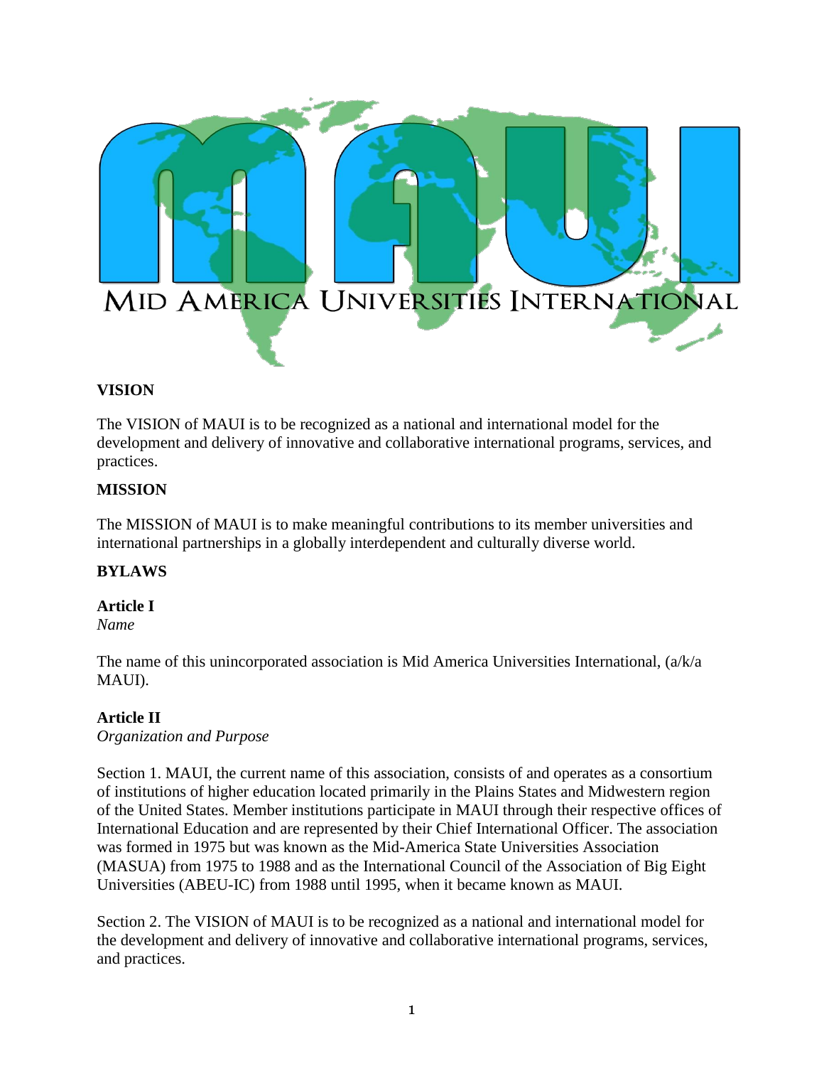# MAUI

MID AMERICA UNIVERSITIES INTERNATIONAL

## VISION

The VISION of MAUI is to be recognized as a national and international model for the development and delivery of innovative and collaborative international programs, services, and practices.

## MISSION

The MISSION of MAUI is to make meaningful contributions to its member universities and international partnerships in a globally interdependent and culturally diverse world.

## BYLAWS

### Article I

*Name*

The name of this unincorporated association is Mid America Universities International, (a/k/a MAUI).

### Article II

*Organization and Purpose*

Section 1. MAUI, the current name of this association, consists of and operates as a consortium of institutions of higher education located primarily in the Plains States and Midwestern region of the United States. Member institutions participate in MAUI through their respective offices of International Education and are represented by their Chief International Officer. The association was formed in 1975 but was known as the Mid-America State Universities Association (MASUA) from 1975 to 1988 and as the International Council of the Association of Big Eight Universities (ABEU-IC) from 1988 until 1995, when it became known as MAUI.

Section 2. The VISION of MAUI is to be recognized as a national and international model for the development and delivery of innovative and collaborative international programs, services, and practices.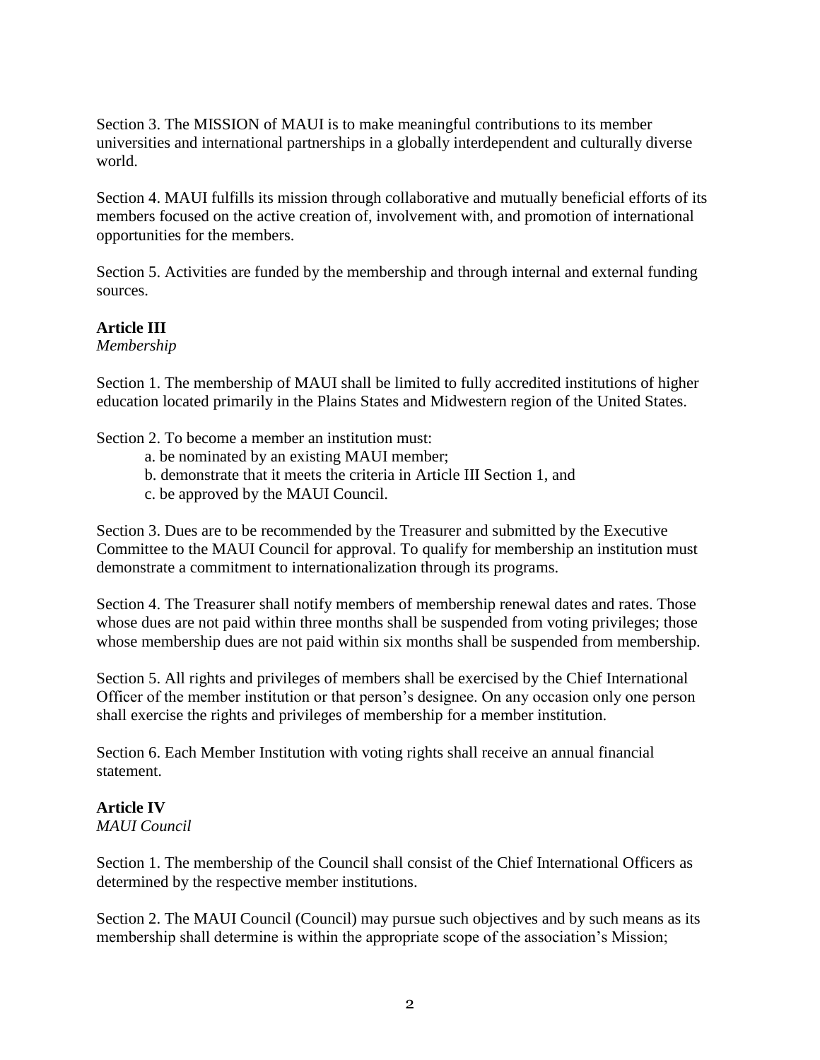Section 3. The MISSION of MAUI is to make meaningful contributions to its member universities and international partnerships in a globally interdependent and culturally diverse world.

Section 4. MAUI fulfills its mission through collaborative and mutually beneficial efforts of its members focused on the active creation of, involvement with, and promotion of international opportunities for the members.

Section 5. Activities are funded by the membership and through internal and external funding sources.

**Article III**
*Membership*

Section 1. The membership of MAUI shall be limited to fully accredited institutions of higher education located primarily in the Plains States and Midwestern region of the United States.

Section 2. To become a member an institution must:

a. be nominated by an existing MAUI member;
b. demonstrate that it meets the criteria in Article III Section 1, and
c. be approved by the MAUI Council.

Section 3. Dues are to be recommended by the Treasurer and submitted by the Executive Committee to the MAUI Council for approval. To qualify for membership an institution must demonstrate a commitment to internationalization through its programs.

Section 4. The Treasurer shall notify members of membership renewal dates and rates. Those whose dues are not paid within three months shall be suspended from voting privileges; those whose membership dues are not paid within six months shall be suspended from membership.

Section 5. All rights and privileges of members shall be exercised by the Chief International Officer of the member institution or that person's designee. On any occasion only one person shall exercise the rights and privileges of membership for a member institution.

Section 6. Each Member Institution with voting rights shall receive an annual financial statement.

**Article IV**
*MAUI Council*

Section 1. The membership of the Council shall consist of the Chief International Officers as determined by the respective member institutions.

Section 2. The MAUI Council (Council) may pursue such objectives and by such means as its membership shall determine is within the appropriate scope of the association's Mission;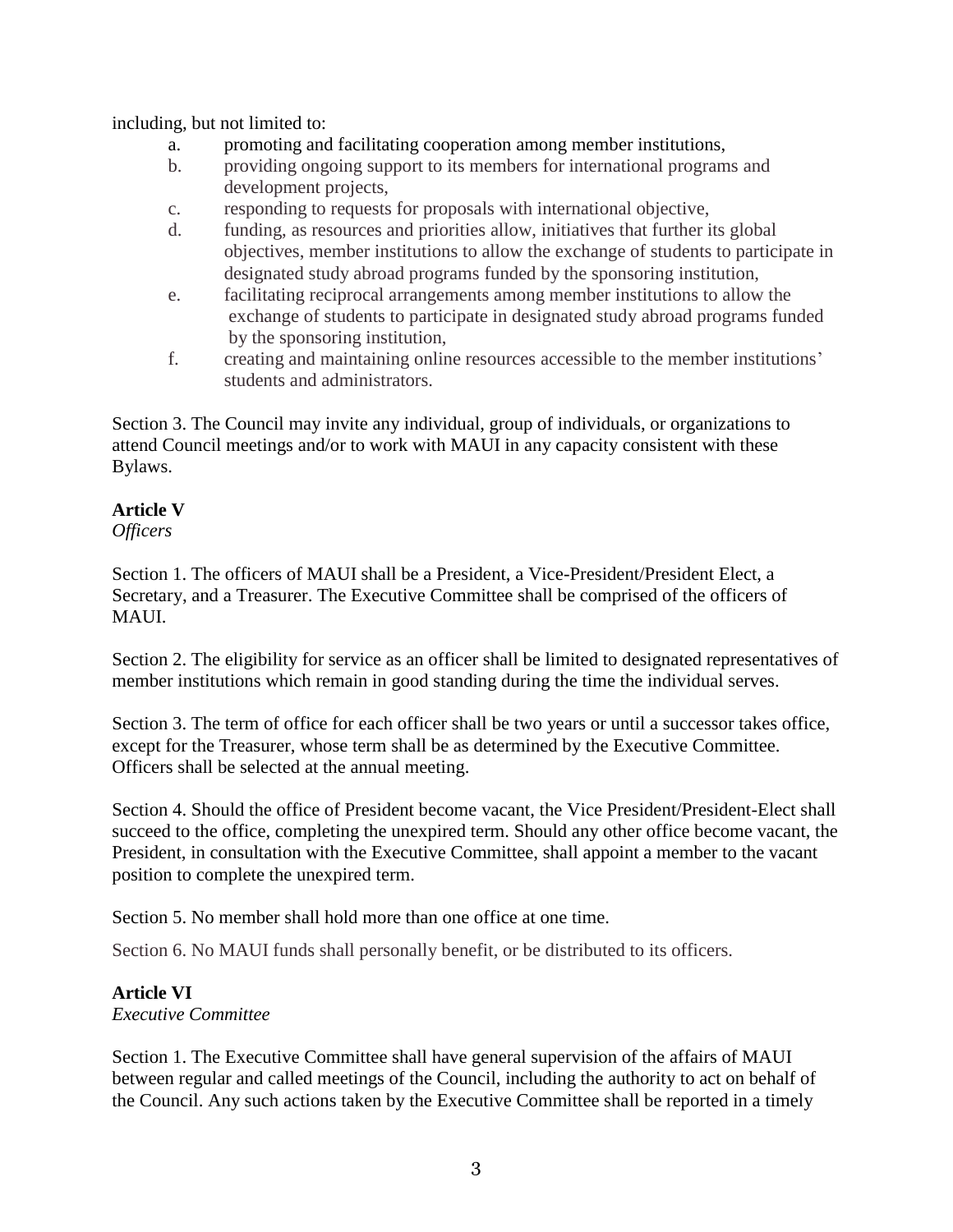including, but not limited to:

a. promoting and facilitating cooperation among member institutions,
b. providing ongoing support to its members for international programs and development projects,
c. responding to requests for proposals with international objective,
d. funding, as resources and priorities allow, initiatives that further its global objectives, member institutions to allow the exchange of students to participate in designated study abroad programs funded by the sponsoring institution,
e. facilitating reciprocal arrangements among member institutions to allow the exchange of students to participate in designated study abroad programs funded by the sponsoring institution,
f. creating and maintaining online resources accessible to the member institutions' students and administrators.

Section 3. The Council may invite any individual, group of individuals, or organizations to attend Council meetings and/or to work with MAUI in any capacity consistent with these Bylaws.

**Article V**
*Officers*

Section 1. The officers of MAUI shall be a President, a Vice-President/President Elect, a Secretary, and a Treasurer. The Executive Committee shall be comprised of the officers of MAUI.

Section 2. The eligibility for service as an officer shall be limited to designated representatives of member institutions which remain in good standing during the time the individual serves.

Section 3. The term of office for each officer shall be two years or until a successor takes office, except for the Treasurer, whose term shall be as determined by the Executive Committee. Officers shall be selected at the annual meeting.

Section 4. Should the office of President become vacant, the Vice President/President-Elect shall succeed to the office, completing the unexpired term. Should any other office become vacant, the President, in consultation with the Executive Committee, shall appoint a member to the vacant position to complete the unexpired term.

Section 5. No member shall hold more than one office at one time.

Section 6. No MAUI funds shall personally benefit, or be distributed to its officers.

**Article VI**
*Executive Committee*

Section 1. The Executive Committee shall have general supervision of the affairs of MAUI between regular and called meetings of the Council, including the authority to act on behalf of the Council. Any such actions taken by the Executive Committee shall be reported in a timely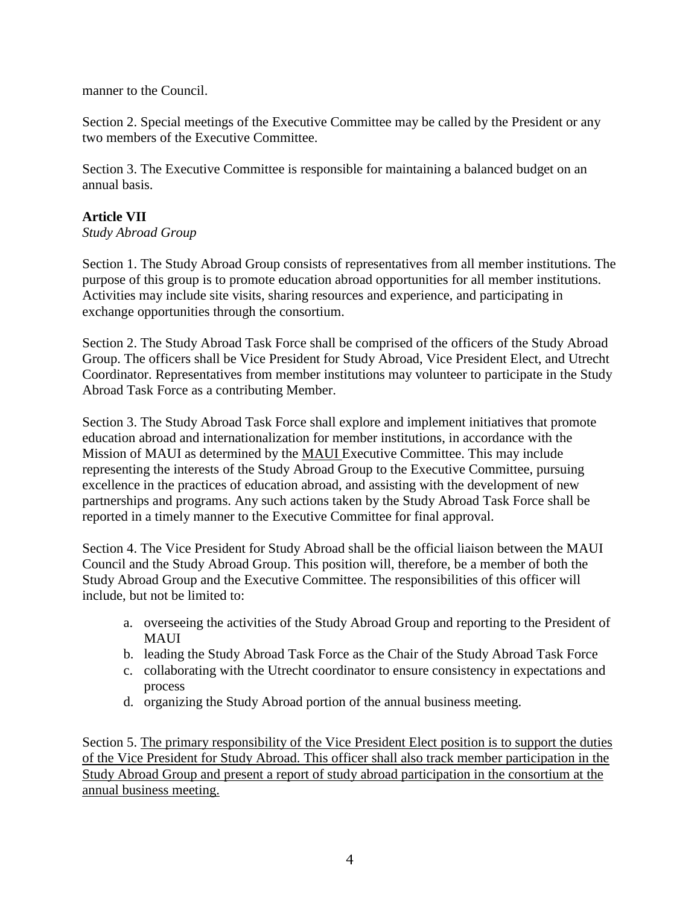manner to the Council.

Section 2. Special meetings of the Executive Committee may be called by the President or any two members of the Executive Committee.

Section 3. The Executive Committee is responsible for maintaining a balanced budget on an annual basis.

**Article VII**
*Study Abroad Group*

Section 1. The Study Abroad Group consists of representatives from all member institutions. The purpose of this group is to promote education abroad opportunities for all member institutions. Activities may include site visits, sharing resources and experience, and participating in exchange opportunities through the consortium.

Section 2. The Study Abroad Task Force shall be comprised of the officers of the Study Abroad Group. The officers shall be Vice President for Study Abroad, Vice President Elect, and Utrecht Coordinator. Representatives from member institutions may volunteer to participate in the Study Abroad Task Force as a contributing Member.

Section 3. The Study Abroad Task Force shall explore and implement initiatives that promote education abroad and internationalization for member institutions, in accordance with the Mission of MAUI as determined by the <u>MAUI</u> Executive Committee. This may include representing the interests of the Study Abroad Group to the Executive Committee, pursuing excellence in the practices of education abroad, and assisting with the development of new partnerships and programs. Any such actions taken by the Study Abroad Task Force shall be reported in a timely manner to the Executive Committee for final approval.

Section 4. The Vice President for Study Abroad shall be the official liaison between the MAUI Council and the Study Abroad Group. This position will, therefore, be a member of both the Study Abroad Group and the Executive Committee. The responsibilities of this officer will include, but not be limited to:

a. overseeing the activities of the Study Abroad Group and reporting to the President of MAUI
b. leading the Study Abroad Task Force as the Chair of the Study Abroad Task Force
c. collaborating with the Utrecht coordinator to ensure consistency in expectations and process
d. organizing the Study Abroad portion of the annual business meeting.

Section 5. <u>The primary responsibility of the Vice President Elect position is to support the duties of the Vice President for Study Abroad. This officer shall also track member participation in the Study Abroad Group and present a report of study abroad participation in the consortium at the annual business meeting.</u>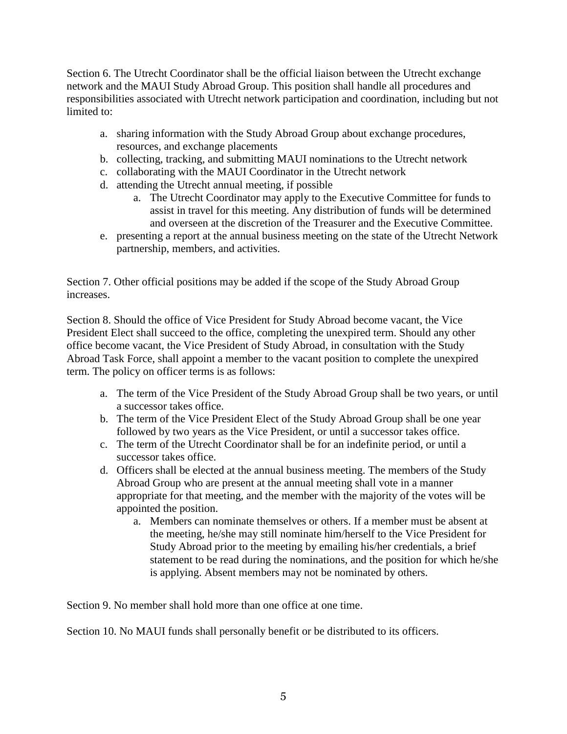Section 6. The Utrecht Coordinator shall be the official liaison between the Utrecht exchange network and the MAUI Study Abroad Group. This position shall handle all procedures and responsibilities associated with Utrecht network participation and coordination, including but not limited to:

a. sharing information with the Study Abroad Group about exchange procedures, resources, and exchange placements
b. collecting, tracking, and submitting MAUI nominations to the Utrecht network
c. collaborating with the MAUI Coordinator in the Utrecht network
d. attending the Utrecht annual meeting, if possible
    a. The Utrecht Coordinator may apply to the Executive Committee for funds to assist in travel for this meeting. Any distribution of funds will be determined and overseen at the discretion of the Treasurer and the Executive Committee.
e. presenting a report at the annual business meeting on the state of the Utrecht Network partnership, members, and activities.

Section 7. Other official positions may be added if the scope of the Study Abroad Group increases.

Section 8. Should the office of Vice President for Study Abroad become vacant, the Vice President Elect shall succeed to the office, completing the unexpired term. Should any other office become vacant, the Vice President of Study Abroad, in consultation with the Study Abroad Task Force, shall appoint a member to the vacant position to complete the unexpired term. The policy on officer terms is as follows:

a. The term of the Vice President of the Study Abroad Group shall be two years, or until a successor takes office.
b. The term of the Vice President Elect of the Study Abroad Group shall be one year followed by two years as the Vice President, or until a successor takes office.
c. The term of the Utrecht Coordinator shall be for an indefinite period, or until a successor takes office.
d. Officers shall be elected at the annual business meeting. The members of the Study Abroad Group who are present at the annual meeting shall vote in a manner appropriate for that meeting, and the member with the majority of the votes will be appointed the position.
    a. Members can nominate themselves or others. If a member must be absent at the meeting, he/she may still nominate him/herself to the Vice President for Study Abroad prior to the meeting by emailing his/her credentials, a brief statement to be read during the nominations, and the position for which he/she is applying. Absent members may not be nominated by others.

Section 9. No member shall hold more than one office at one time.

Section 10. No MAUI funds shall personally benefit or be distributed to its officers.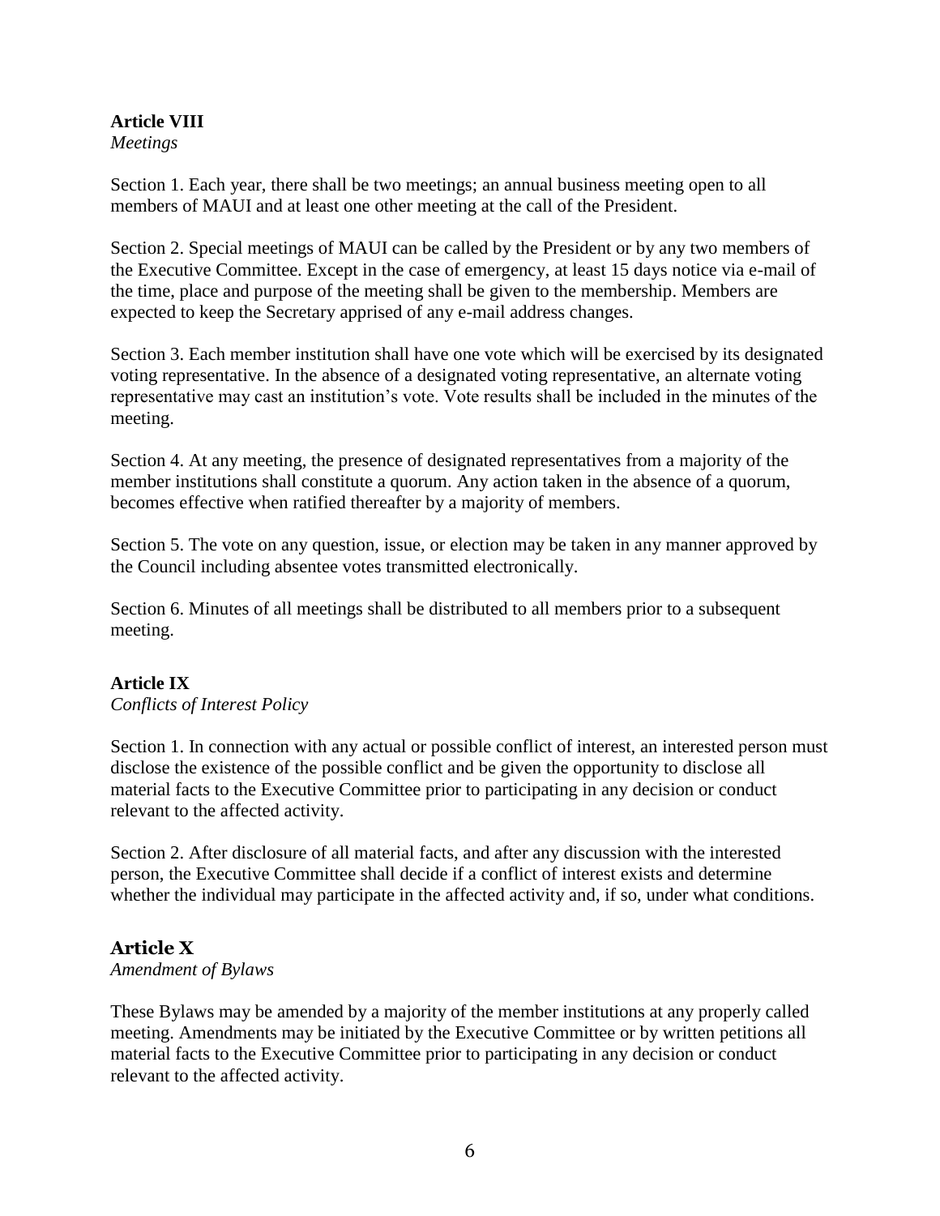**Article VIII**
*Meetings*

Section 1. Each year, there shall be two meetings; an annual business meeting open to all members of MAUI and at least one other meeting at the call of the President.

Section 2. Special meetings of MAUI can be called by the President or by any two members of the Executive Committee. Except in the case of emergency, at least 15 days notice via e-mail of the time, place and purpose of the meeting shall be given to the membership. Members are expected to keep the Secretary apprised of any e-mail address changes.

Section 3. Each member institution shall have one vote which will be exercised by its designated voting representative. In the absence of a designated voting representative, an alternate voting representative may cast an institution's vote. Vote results shall be included in the minutes of the meeting.

Section 4. At any meeting, the presence of designated representatives from a majority of the member institutions shall constitute a quorum. Any action taken in the absence of a quorum, becomes effective when ratified thereafter by a majority of members.

Section 5. The vote on any question, issue, or election may be taken in any manner approved by the Council including absentee votes transmitted electronically.

Section 6. Minutes of all meetings shall be distributed to all members prior to a subsequent meeting.

**Article IX**
*Conflicts of Interest Policy*

Section 1. In connection with any actual or possible conflict of interest, an interested person must disclose the existence of the possible conflict and be given the opportunity to disclose all material facts to the Executive Committee prior to participating in any decision or conduct relevant to the affected activity.

Section 2. After disclosure of all material facts, and after any discussion with the interested person, the Executive Committee shall decide if a conflict of interest exists and determine whether the individual may participate in the affected activity and, if so, under what conditions.

**Article X**
*Amendment of Bylaws*

These Bylaws may be amended by a majority of the member institutions at any properly called meeting. Amendments may be initiated by the Executive Committee or by written petitions all material facts to the Executive Committee prior to participating in any decision or conduct relevant to the affected activity.